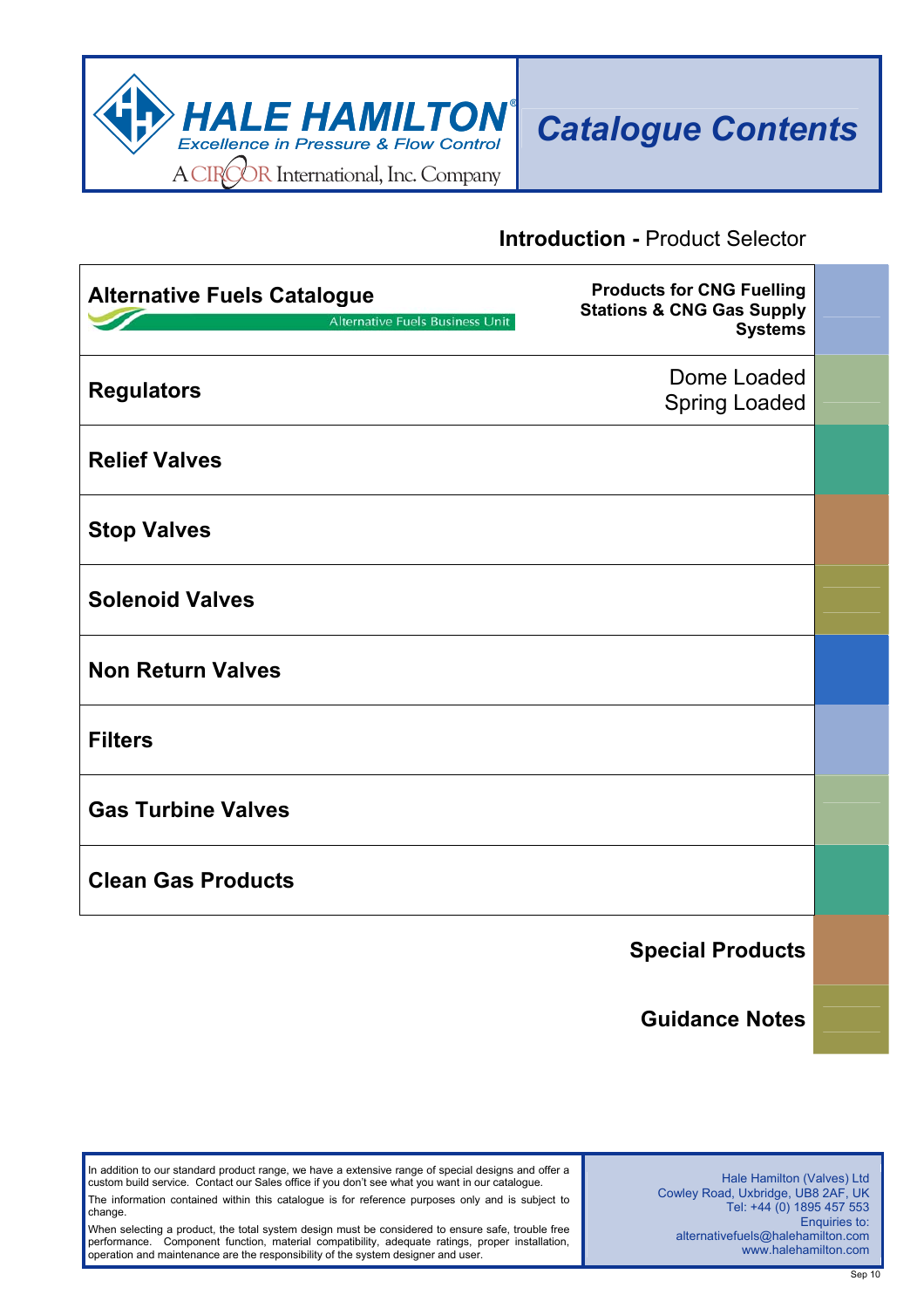**HALE HAMILTON**®
*Excellence in Pressure & Flow Control*
A CIRCOR International, Inc. Company

# Catalogue Contents

**Introduction -** Product Selector

| | |
|---|---|
| **Alternative Fuels Catalogue** Alternative Fuels Business Unit | **Products for CNG Fuelling Stations & CNG Gas Supply Systems** |
| **Regulators** | Dome Loaded<br>Spring Loaded |
| **Relief Valves** | |
| **Stop Valves** | |
| **Solenoid Valves** | |
| **Non Return Valves** | |
| **Filters** | |
| **Gas Turbine Valves** | |
| **Clean Gas Products** | |

**Special Products**

**Guidance Notes**

In addition to our standard product range, we have a extensive range of special designs and offer a custom build service. Contact our Sales office if you don't see what you want in our catalogue.

The information contained within this catalogue is for reference purposes only and is subject to change.

When selecting a product, the total system design must be considered to ensure safe, trouble free performance. Component function, material compatibility, adequate ratings, proper installation, operation and maintenance are the responsibility of the system designer and user.

Hale Hamilton (Valves) Ltd
Cowley Road, Uxbridge, UB8 2AF, UK
Tel: +44 (0) 1895 457 553
Enquiries to:
alternativefuels@halehamilton.com
www.halehamilton.com

Sep 10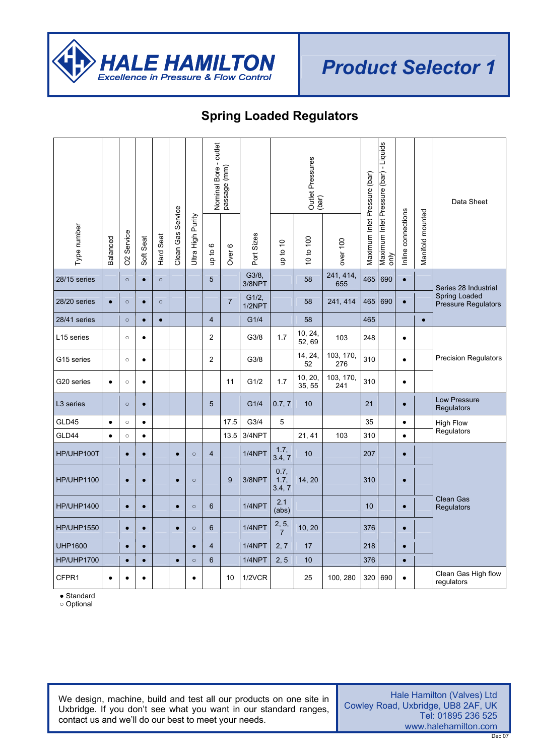# HALE HAMILTON

*Excellence in Pressure & Flow Control*

# Product Selector 1

## Spring Loaded Regulators

| Type number | Balanced | O2 Service | Soft Seat | Hard Seat | Clean Gas Service | Ultra High Purity | Nominal Bore - outlet passage (mm) | | Port Sizes | Outlet Pressures (bar) | | | Maximum Inlet Pressure (bar) | Maximum Inlet Pressure (bar) - Liquids only | Inline connections | Manifold mounted | Data Sheet |
|---|---|---|---|---|---|---|---|---|---|---|---|---|---|---|---|---|---|
| | | | | | | | up to 6 | Over 6 | | up to 10 | 10 to 100 | over 100 | | | | | |
| 28/15 series | | ○ | ● | ○ | | | 5 | | G3/8, 3/8NPT | | 58 | 241, 414, 655 | 465 | 690 | ● | | Series 28 Industrial Spring Loaded Pressure Regulators |
| 28/20 series | ● | ○ | ● | ○ | | | | 7 | G1/2, 1/2NPT | | 58 | 241, 414 | 465 | 690 | ● | | |
| 28/41 series | | ○ | ● | ● | | | 4 | | G1/4 | | 58 | | 465 | | | ● | |
| L15 series | | ○ | ● | | | | 2 | | G3/8 | 1.7 | 10, 24, 52, 69 | 103 | 248 | | ● | | Precision Regulators |
| G15 series | | ○ | ● | | | | 2 | | G3/8 | | 14, 24, 52 | 103, 170, 276 | 310 | | ● | | |
| G20 series | ● | ○ | ● | | | | | 11 | G1/2 | 1.7 | 10, 20, 35, 55 | 103, 170, 241 | 310 | | ● | | |
| L3 series | | ○ | ● | | | | 5 | | G1/4 | 0.7, 7 | 10 | | 21 | | ● | | Low Pressure Regulators |
| GLD45 | ● | ○ | ● | | | | | 17.5 | G3/4 | 5 | | | 35 | | ● | | High Flow Regulators |
| GLD44 | ● | ○ | ● | | | | | 13.5 | 3/4NPT | | 21, 41 | 103 | 310 | | ● | | |
| HP/UHP100T | | ● | ● | | ● | ○ | 4 | | 1/4NPT | 1.7, 3.4, 7 | 10 | | 207 | | ● | | Clean Gas Regulators |
| HP/UHP1100 | | ● | ● | | ● | ○ | | 9 | 3/8NPT | 0.7, 1.7, 3.4, 7 | 14, 20 | | 310 | | ● | | |
| HP/UHP1400 | | ● | ● | | ● | ○ | 6 | | 1/4NPT | 2.1 (abs) | | | 10 | | ● | | |
| HP/UHP1550 | | ● | ● | | ● | ○ | 6 | | 1/4NPT | 2, 5, 7 | 10, 20 | | 376 | | ● | | |
| UHP1600 | | ● | ● | | | ● | 4 | | 1/4NPT | 2, 7 | 17 | | 218 | | ● | | |
| HP/UHP1700 | | ● | ● | | ● | ○ | 6 | | 1/4NPT | 2, 5 | 10 | | 376 | | ● | | |
| CFPR1 | ● | ● | ● | | | ● | | 10 | 1/2VCR | | 25 | 100, 280 | 320 | 690 | ● | | Clean Gas High flow regulators |

● Standard
○ Optional

We design, machine, build and test all our products on one site in Uxbridge. If you don't see what you want in our standard ranges, contact us and we'll do our best to meet your needs.

Hale Hamilton (Valves) Ltd
Cowley Road, Uxbridge, UB8 2AF, UK
Tel: 01895 236 525
www.halehamilton.com

Dec 07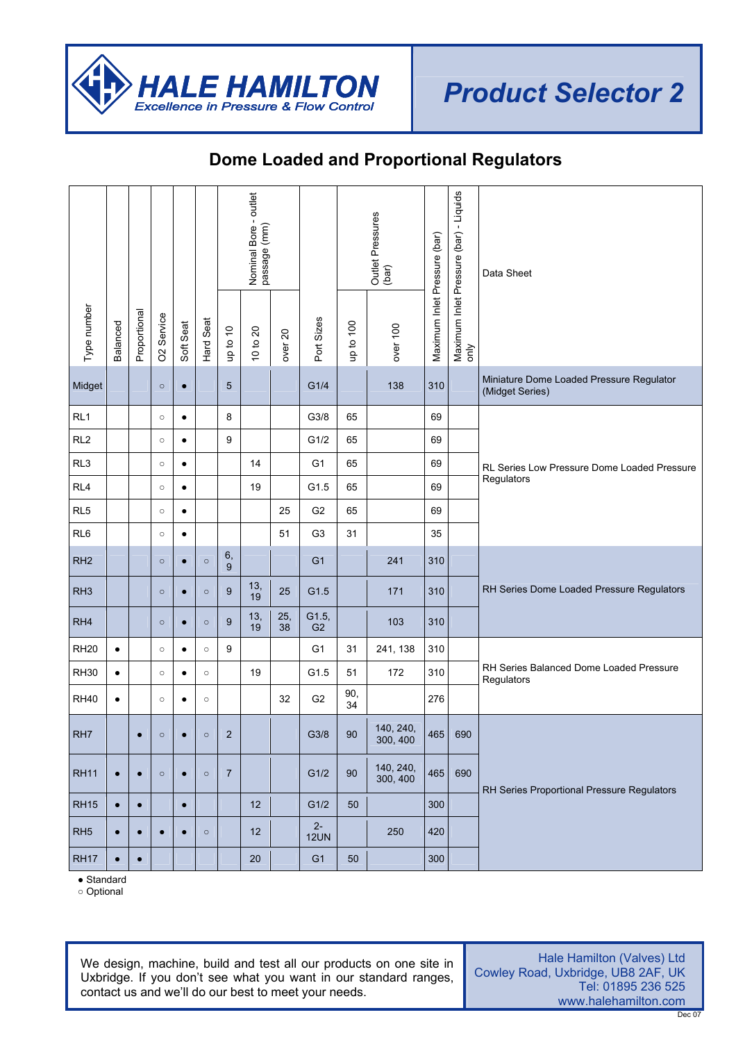# HALE HAMILTON

*Excellence in Pressure & Flow Control*

# Product Selector 2

## Dome Loaded and Proportional Regulators

| Type number | Balanced | Proportional | O2 Service | Soft Seat | Hard Seat | Nominal Bore - outlet passage (mm) | | | Port Sizes | Outlet Pressures (bar) | | Maximum Inlet Pressure (bar) | Maximum Inlet Pressure (bar) - Liquids only | Data Sheet |
|---|---|---|---|---|---|---|---|---|---|---|---|---|---|---|
| | | | | | | up to 10 | 10 to 20 | over 20 | | up to 100 | over 100 | | | |
| Midget | | | ○ | ● | | 5 | | | G1/4 | | 138 | 310 | | Miniature Dome Loaded Pressure Regulator (Midget Series) |
| RL1 | | | ○ | ● | | 8 | | | G3/8 | 65 | | 69 | | RL Series Low Pressure Dome Loaded Pressure Regulators |
| RL2 | | | ○ | ● | | 9 | | | G1/2 | 65 | | 69 | | |
| RL3 | | | ○ | ● | | | 14 | | G1 | 65 | | 69 | | |
| RL4 | | | ○ | ● | | | 19 | | G1.5 | 65 | | 69 | | |
| RL5 | | | ○ | ● | | | | 25 | G2 | 65 | | 69 | | |
| RL6 | | | ○ | ● | | | | 51 | G3 | 31 | | 35 | | |
| RH2 | | | ○ | ● | ○ | 6, 9 | | | G1 | | 241 | 310 | | RH Series Dome Loaded Pressure Regulators |
| RH3 | | | ○ | ● | ○ | 9 | 13, 19 | 25 | G1.5 | | 171 | 310 | | |
| RH4 | | | ○ | ● | ○ | 9 | 13, 19 | 25, 38 | G1.5, G2 | | 103 | 310 | | |
| RH20 | ● | | ○ | ● | ○ | 9 | | | G1 | 31 | 241, 138 | 310 | | RH Series Balanced Dome Loaded Pressure Regulators |
| RH30 | ● | | ○ | ● | ○ | | 19 | | G1.5 | 51 | 172 | 310 | | |
| RH40 | ● | | ○ | ● | ○ | | | 32 | G2 | 90, 34 | | 276 | | |
| RH7 | | ● | ○ | ● | ○ | 2 | | | G3/8 | 90 | 140, 240, 300, 400 | 465 | 690 | RH Series Proportional Pressure Regulators |
| RH11 | ● | ● | ○ | ● | ○ | 7 | | | G1/2 | 90 | 140, 240, 300, 400 | 465 | 690 | |
| RH15 | ● | ● | | ● | | | 12 | | G1/2 | 50 | | 300 | | |
| RH5 | ● | ● | ● | ● | ○ | | 12 | | 2-12UN | | 250 | 420 | | |
| RH17 | ● | ● | | | | | 20 | | G1 | 50 | | 300 | | |

● Standard
○ Optional

We design, machine, build and test all our products on one site in Uxbridge. If you don't see what you want in our standard ranges, contact us and we'll do our best to meet your needs.

Hale Hamilton (Valves) Ltd
Cowley Road, Uxbridge, UB8 2AF, UK
Tel: 01895 236 525
www.halehamilton.com

Dec 07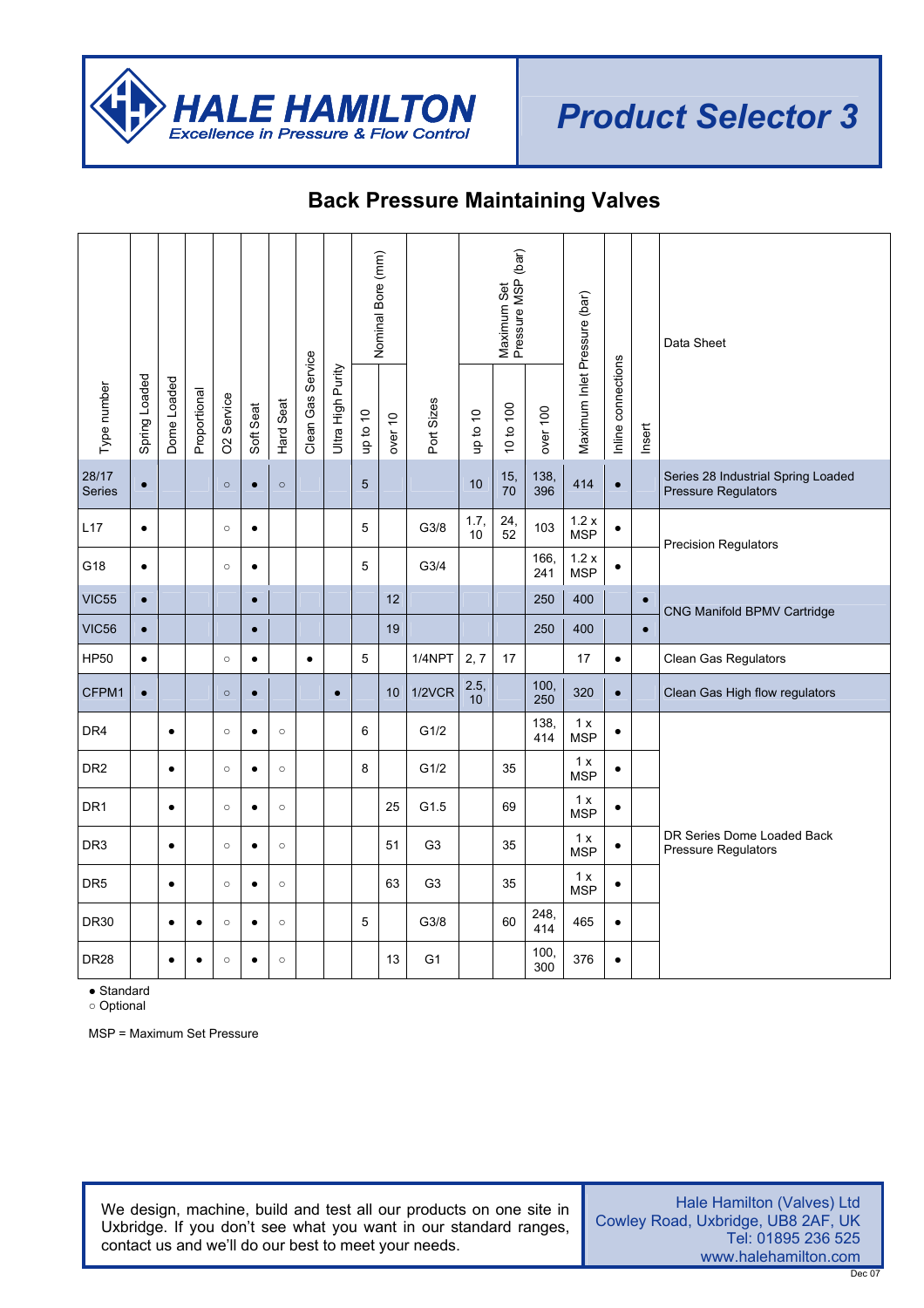# Product Selector 3

HALE HAMILTON
Excellence in Pressure & Flow Control

## Back Pressure Maintaining Valves

| Type number | Spring Loaded | Dome Loaded | Proportional | O2 Service | Soft Seat | Hard Seat | Clean Gas Service | Ultra High Purity | Nominal Bore (mm) | | Port Sizes | Maximum Set Pressure MSP (bar) | | | Maximum Inlet Pressure (bar) | Inline connections | Insert | Data Sheet |
|---|---|---|---|---|---|---|---|---|---|---|---|---|---|---|---|---|---|---|
| | | | | | | | | | up to 10 | over 10 | | up to 10 | 10 to 100 | over 100 | | | | |
| 28/17 Series | • | | | ○ | • | ○ | | | 5 | | | 10 | 15, 70 | 138, 396 | 414 | • | | Series 28 Industrial Spring Loaded Pressure Regulators |
| L17 | • | | | ○ | • | | | | 5 | | G3/8 | 1.7, 10 | 24, 52 | 103 | 1.2 x MSP | • | | Precision Regulators |
| G18 | • | | | ○ | • | | | | 5 | | G3/4 | | | 166, 241 | 1.2 x MSP | • | | Precision Regulators |
| VIC55 | • | | | | • | | | | | 12 | | | | 250 | 400 | | • | CNG Manifold BPMV Cartridge |
| VIC56 | • | | | | • | | | | | 19 | | | | 250 | 400 | | • | CNG Manifold BPMV Cartridge |
| HP50 | • | | | ○ | • | | • | | 5 | | 1/4NPT | 2, 7 | 17 | | 17 | • | | Clean Gas Regulators |
| CFPM1 | • | | | ○ | • | | | • | | 10 | 1/2VCR | 2.5, 10 | | 100, 250 | 320 | • | | Clean Gas High flow regulators |
| DR4 | | • | | ○ | • | ○ | | | 6 | | G1/2 | | | 138, 414 | 1 x MSP | • | | DR Series Dome Loaded Back Pressure Regulators |
| DR2 | | • | | ○ | • | ○ | | | 8 | | G1/2 | | 35 | | 1 x MSP | • | | DR Series Dome Loaded Back Pressure Regulators |
| DR1 | | • | | ○ | • | ○ | | | | 25 | G1.5 | | 69 | | 1 x MSP | • | | DR Series Dome Loaded Back Pressure Regulators |
| DR3 | | • | | ○ | • | ○ | | | | 51 | G3 | | 35 | | 1 x MSP | • | | DR Series Dome Loaded Back Pressure Regulators |
| DR5 | | • | | ○ | • | ○ | | | | 63 | G3 | | 35 | | 1 x MSP | • | | DR Series Dome Loaded Back Pressure Regulators |
| DR30 | | • | • | ○ | • | ○ | | | 5 | | G3/8 | | 60 | 248, 414 | 465 | • | | DR Series Dome Loaded Back Pressure Regulators |
| DR28 | | • | • | ○ | • | ○ | | | | 13 | G1 | | | 100, 300 | 376 | • | | DR Series Dome Loaded Back Pressure Regulators |

● Standard
○ Optional

MSP = Maximum Set Pressure

We design, machine, build and test all our products on one site in Uxbridge. If you don't see what you want in our standard ranges, contact us and we'll do our best to meet your needs.

Hale Hamilton (Valves) Ltd
Cowley Road, Uxbridge, UB8 2AF, UK
Tel: 01895 236 525
www.halehamilton.com

Dec 07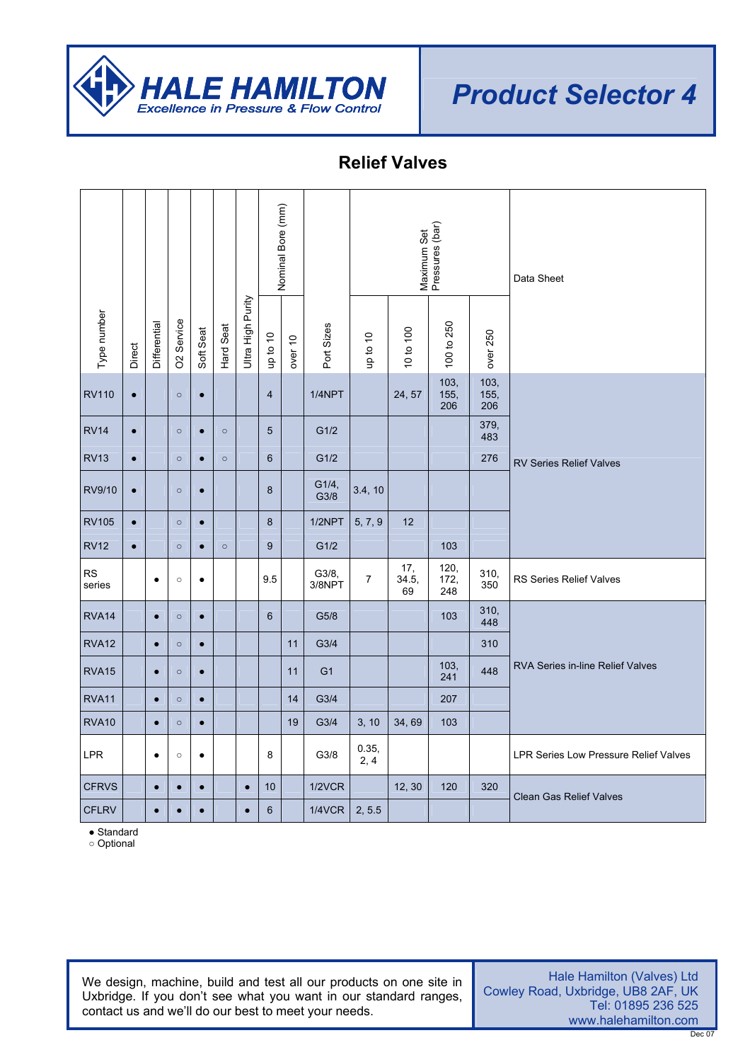# HALE HAMILTON

*Excellence in Pressure & Flow Control*

# Product Selector 4

## Relief Valves

| Type number | Direct | Differential | O2 Service | Soft Seat | Hard Seat | Ultra High Purity | Nominal Bore (mm) | | Port Sizes | Maximum Set Pressures (bar) | | | | Data Sheet |
|---|---|---|---|---|---|---|---|---|---|---|---|---|---|---|
| | | | | | | | up to 10 | over 10 | | up to 10 | 10 to 100 | 100 to 250 | over 250 | |
| RV110 | ● | | ○ | ● | | | 4 | | 1/4NPT | | 24, 57 | 103, 155, 206 | 103, 155, 206 | RV Series Relief Valves |
| RV14 | ● | | ○ | ● | ○ | | 5 | | G1/2 | | | | 379, 483 | RV Series Relief Valves |
| RV13 | ● | | ○ | ● | ○ | | 6 | | G1/2 | | | | 276 | RV Series Relief Valves |
| RV9/10 | ● | | ○ | ● | | | 8 | | G1/4, G3/8 | 3.4, 10 | | | | RV Series Relief Valves |
| RV105 | ● | | ○ | ● | | | 8 | | 1/2NPT | 5, 7, 9 | 12 | | | RV Series Relief Valves |
| RV12 | ● | | ○ | ● | ○ | | 9 | | G1/2 | | | 103 | | RV Series Relief Valves |
| RS series | | ● | ○ | ● | | | 9.5 | | G3/8, 3/8NPT | 7 | 17, 34.5, 69 | 120, 172, 248 | 310, 350 | RS Series Relief Valves |
| RVA14 | | ● | ○ | ● | | | 6 | | G5/8 | | | 103 | 310, 448 | RVA Series in-line Relief Valves |
| RVA12 | | ● | ○ | ● | | | | 11 | G3/4 | | | | 310 | RVA Series in-line Relief Valves |
| RVA15 | | ● | ○ | ● | | | | 11 | G1 | | | 103, 241 | 448 | RVA Series in-line Relief Valves |
| RVA11 | | ● | ○ | ● | | | | 14 | G3/4 | | | 207 | | RVA Series in-line Relief Valves |
| RVA10 | | ● | ○ | ● | | | | 19 | G3/4 | 3, 10 | 34, 69 | 103 | | RVA Series in-line Relief Valves |
| LPR | | ● | ○ | ● | | | 8 | | G3/8 | 0.35, 2, 4 | | | | LPR Series Low Pressure Relief Valves |
| CFRVS | | ● | ● | ● | | ● | 10 | | 1/2VCR | | 12, 30 | 120 | 320 | Clean Gas Relief Valves |
| CFLRV | | ● | ● | ● | | ● | 6 | | 1/4VCR | 2, 5.5 | | | | Clean Gas Relief Valves |

● Standard
○ Optional

We design, machine, build and test all our products on one site in Uxbridge. If you don't see what you want in our standard ranges, contact us and we'll do our best to meet your needs.

Hale Hamilton (Valves) Ltd
Cowley Road, Uxbridge, UB8 2AF, UK
Tel: 01895 236 525
www.halehamilton.com

Dec 07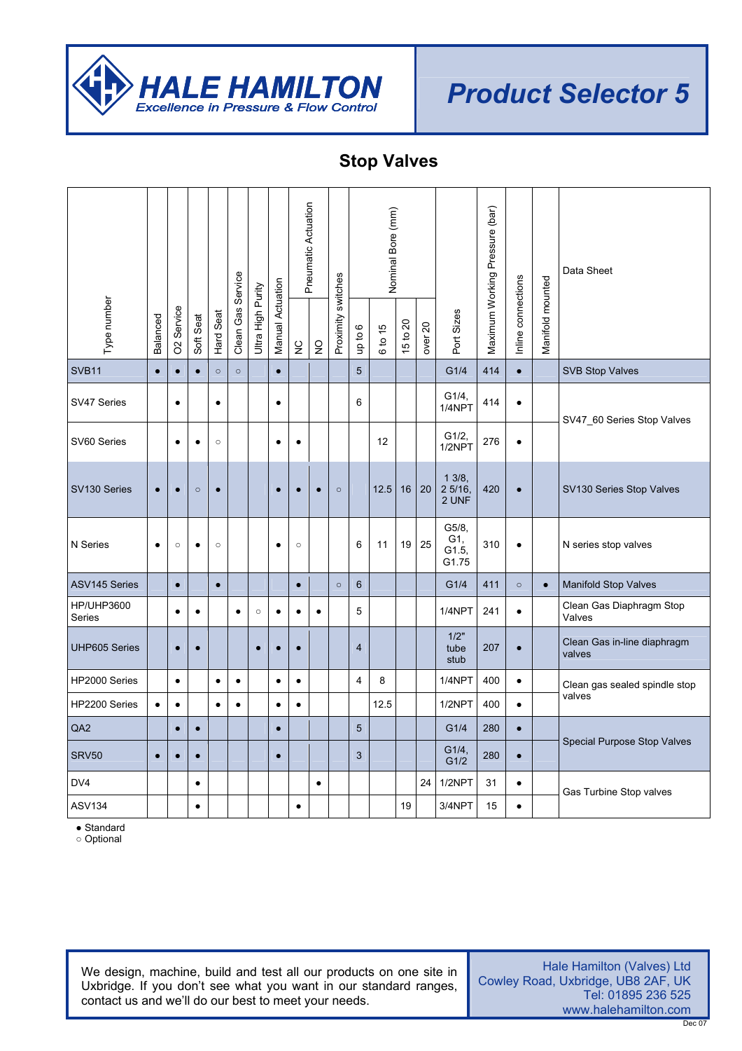# HALE HAMILTON

*Excellence in Pressure & Flow Control*

## Product Selector 5

## Stop Valves

| Type number | Balanced | O2 Service | Soft Seat | Hard Seat | Clean Gas Service | Ultra High Purity | Manual Actuation | Pneumatic Actuation | | Proximity switches | Nominal Bore (mm) | | | | Port Sizes | Maximum Working Pressure (bar) | Inline connections | Manifold mounted | Data Sheet |
|---|---|---|---|---|---|---|---|---|---|---|---|---|---|---|---|---|---|---|---|
| | | | | | | | | NC | NO | | up to 6 | 6 to 15 | 15 to 20 | over 20 | | | | | |
| SVB11 | ● | ● | ● | ○ | ○ | | ● | | | | 5 | | | | G1/4 | 414 | ● | | SVB Stop Valves |
| SV47 Series | | ● | | ● | | | ● | | | | 6 | | | | G1/4, 1/4NPT | 414 | ● | | SV47_60 Series Stop Valves |
| SV60 Series | | ● | ● | ○ | | | ● | ● | | | | 12 | | | G1/2, 1/2NPT | 276 | ● | | |
| SV130 Series | ● | ● | ○ | ● | | | ● | ● | ● | ○ | | 12.5 | 16 | 20 | 1 3/8, 2 5/16, 2 UNF | 420 | ● | | SV130 Series Stop Valves |
| N Series | ● | ○ | ● | ○ | | | ● | ○ | | | 6 | 11 | 19 | 25 | G5/8, G1, G1.5, G1.75 | 310 | ● | | N series stop valves |
| ASV145 Series | | ● | | ● | | | | ● | | ○ | 6 | | | | G1/4 | 411 | ○ | ● | Manifold Stop Valves |
| HP/UHP3600 Series | | ● | ● | | ● | ○ | ● | ● | ● | | 5 | | | | 1/4NPT | 241 | ● | | Clean Gas Diaphragm Stop Valves |
| UHP605 Series | | ● | ● | | | ● | ● | ● | | | 4 | | | | 1/2" tube stub | 207 | ● | | Clean Gas in-line diaphragm valves |
| HP2000 Series | | ● | | ● | ● | | ● | ● | | | 4 | 8 | | | 1/4NPT | 400 | ● | | Clean gas sealed spindle stop valves |
| HP2200 Series | ● | ● | | ● | ● | | ● | ● | | | | 12.5 | | | 1/2NPT | 400 | ● | | |
| QA2 | | ● | ● | | | | ● | | | | 5 | | | | G1/4 | 280 | ● | | Special Purpose Stop Valves |
| SRV50 | ● | ● | ● | | | | ● | | | | 3 | | | | G1/4, G1/2 | 280 | ● | | |
| DV4 | | | ● | | | | | | ● | | | | | 24 | 1/2NPT | 31 | ● | | Gas Turbine Stop valves |
| ASV134 | | | ● | | | | | ● | | | | | 19 | | 3/4NPT | 15 | ● | | |

● Standard
○ Optional

We design, machine, build and test all our products on one site in Uxbridge. If you don't see what you want in our standard ranges, contact us and we'll do our best to meet your needs.

Hale Hamilton (Valves) Ltd
Cowley Road, Uxbridge, UB8 2AF, UK
Tel: 01895 236 525
www.halehamilton.com

Dec 07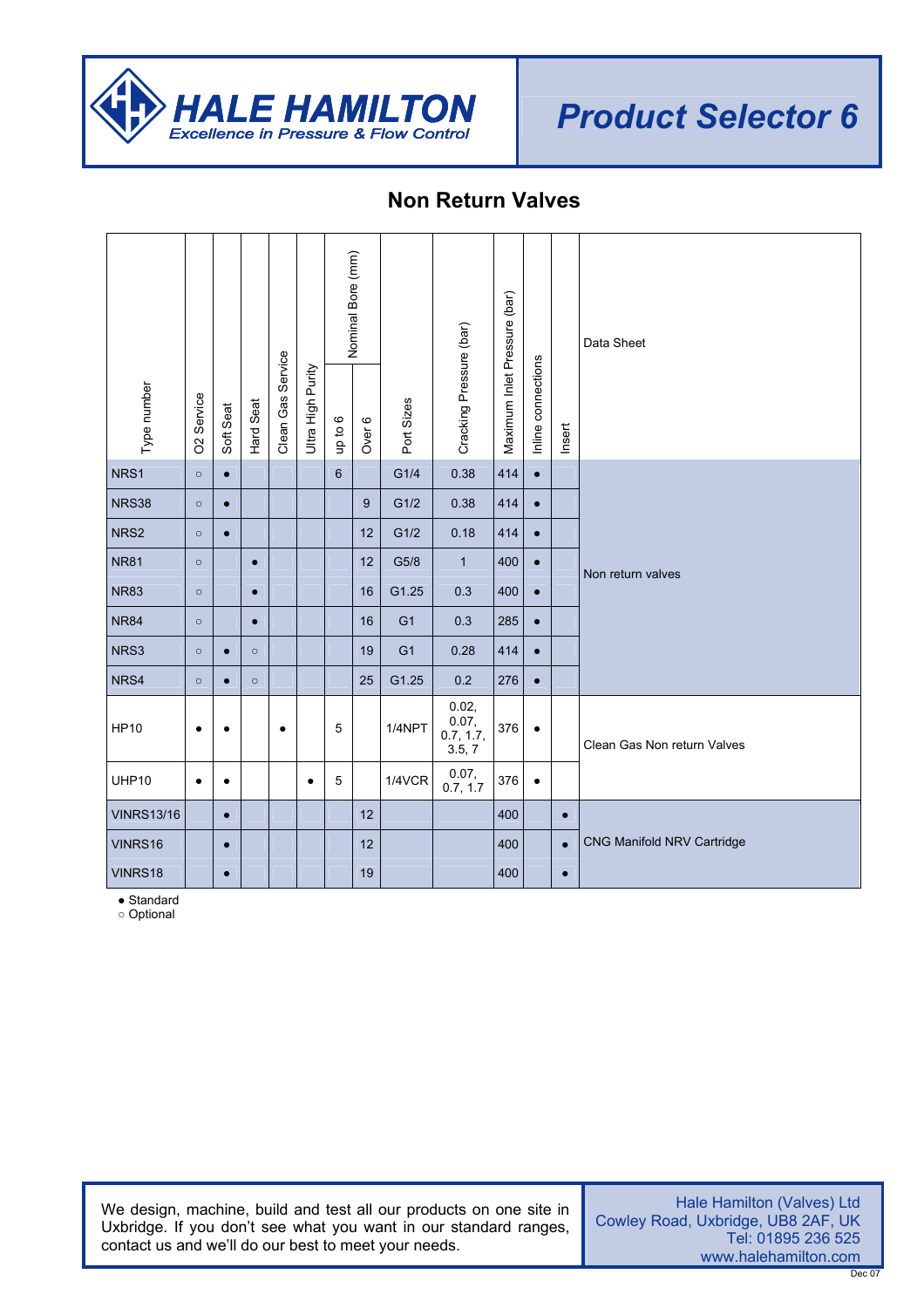# HALE HAMILTON

*Excellence in Pressure & Flow Control*

# Product Selector 6

## Non Return Valves

| Type number | O2 Service | Soft Seat | Hard Seat | Clean Gas Service | Ultra High Purity | Nominal Bore (mm) | | Port Sizes | Cracking Pressure (bar) | Maximum Inlet Pressure (bar) | Inline connections | Insert | Data Sheet |
|---|---|---|---|---|---|---|---|---|---|---|---|---|---|
| | | | | | | up to 6 | Over 6 | | | | | | |
| NRS1 | ○ | ● | | | | 6 | | G1/4 | 0.38 | 414 | ● | | Non return valves |
| NRS38 | ○ | ● | | | | | 9 | G1/2 | 0.38 | 414 | ● | | |
| NRS2 | ○ | ● | | | | | 12 | G1/2 | 0.18 | 414 | ● | | |
| NR81 | ○ | | ● | | | | 12 | G5/8 | 1 | 400 | ● | | |
| NR83 | ○ | | ● | | | | 16 | G1.25 | 0.3 | 400 | ● | | |
| NR84 | ○ | | ● | | | | 16 | G1 | 0.3 | 285 | ● | | |
| NRS3 | ○ | ● | ○ | | | | 19 | G1 | 0.28 | 414 | ● | | |
| NRS4 | ○ | ● | ○ | | | | 25 | G1.25 | 0.2 | 276 | ● | | |
| HP10 | ● | ● | | ● | | 5 | | 1/4NPT | 0.02, 0.07, 0.7, 1.7, 3.5, 7 | 376 | ● | | Clean Gas Non return Valves |
| UHP10 | ● | ● | | | ● | 5 | | 1/4VCR | 0.07, 0.7, 1.7 | 376 | ● | | |
| VINRS13/16 | | ● | | | | | 12 | | | 400 | | ● | CNG Manifold NRV Cartridge |
| VINRS16 | | ● | | | | | 12 | | | 400 | | ● | |
| VINRS18 | | ● | | | | | 19 | | | 400 | | ● | |

● Standard
○ Optional

We design, machine, build and test all our products on one site in Uxbridge. If you don't see what you want in our standard ranges, contact us and we'll do our best to meet your needs.

Hale Hamilton (Valves) Ltd
Cowley Road, Uxbridge, UB8 2AF, UK
Tel: 01895 236 525
www.halehamilton.com

Dec 07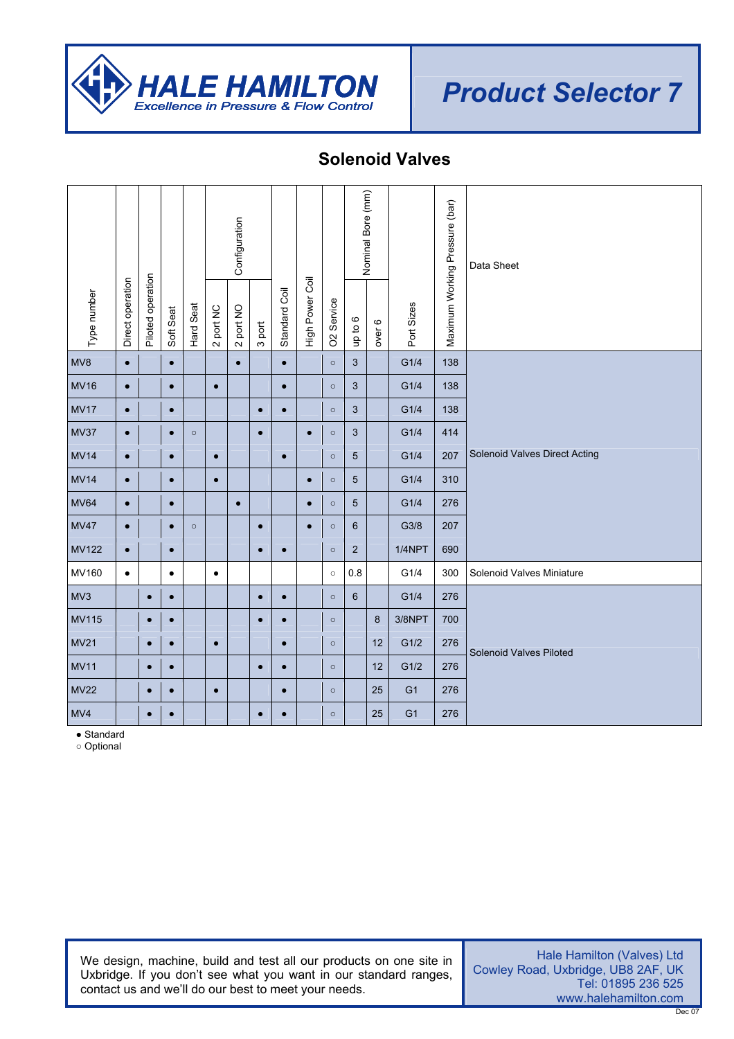# HALE HAMILTON

*Excellence in Pressure & Flow Control*

## Product Selector 7

## Solenoid Valves

| Type number | Direct operation | Piloted operation | Soft Seat | Hard Seat | Configuration | | | Standard Coil | High Power Coil | O2 Service | Nominal Bore (mm) | | Port Sizes | Maximum Working Pressure (bar) | Data Sheet |
|---|---|---|---|---|---|---|---|---|---|---|---|---|---|---|---|
| | | | | | 2 port NC | 2 port NO | 3 port | | | | up to 6 | over 6 | | | |
| MV8 | ● | | ● | | | ● | | ● | | ○ | 3 | | G1/4 | 138 | Solenoid Valves Direct Acting |
| MV16 | ● | | ● | | ● | | | ● | | ○ | 3 | | G1/4 | 138 | Solenoid Valves Direct Acting |
| MV17 | ● | | ● | | | | ● | ● | | ○ | 3 | | G1/4 | 138 | Solenoid Valves Direct Acting |
| MV37 | ● | | ● | ○ | | | ● | | ● | ○ | 3 | | G1/4 | 414 | Solenoid Valves Direct Acting |
| MV14 | ● | | ● | | ● | | | ● | | ○ | 5 | | G1/4 | 207 | Solenoid Valves Direct Acting |
| MV14 | ● | | ● | | ● | | | | ● | ○ | 5 | | G1/4 | 310 | Solenoid Valves Direct Acting |
| MV64 | ● | | ● | | | ● | | | ● | ○ | 5 | | G1/4 | 276 | Solenoid Valves Direct Acting |
| MV47 | ● | | ● | ○ | | | ● | | ● | ○ | 6 | | G3/8 | 207 | Solenoid Valves Direct Acting |
| MV122 | ● | | ● | | | | ● | ● | | ○ | 2 | | 1/4NPT | 690 | Solenoid Valves Direct Acting |
| MV160 | ● | | ● | | ● | | | | | ○ | 0.8 | | G1/4 | 300 | Solenoid Valves Miniature |
| MV3 | | ● | ● | | | | ● | ● | | ○ | 6 | | G1/4 | 276 | Solenoid Valves Piloted |
| MV115 | | ● | ● | | | | ● | ● | | ○ | | 8 | 3/8NPT | 700 | Solenoid Valves Piloted |
| MV21 | | ● | ● | | ● | | | ● | | ○ | | 12 | G1/2 | 276 | Solenoid Valves Piloted |
| MV11 | | ● | ● | | | | ● | ● | | ○ | | 12 | G1/2 | 276 | Solenoid Valves Piloted |
| MV22 | | ● | ● | | ● | | | ● | | ○ | | 25 | G1 | 276 | Solenoid Valves Piloted |
| MV4 | | ● | ● | | | | ● | ● | | ○ | | 25 | G1 | 276 | Solenoid Valves Piloted |

● Standard
○ Optional

We design, machine, build and test all our products on one site in Uxbridge. If you don't see what you want in our standard ranges, contact us and we'll do our best to meet your needs.

Hale Hamilton (Valves) Ltd
Cowley Road, Uxbridge, UB8 2AF, UK
Tel: 01895 236 525
www.halehamilton.com

Dec 07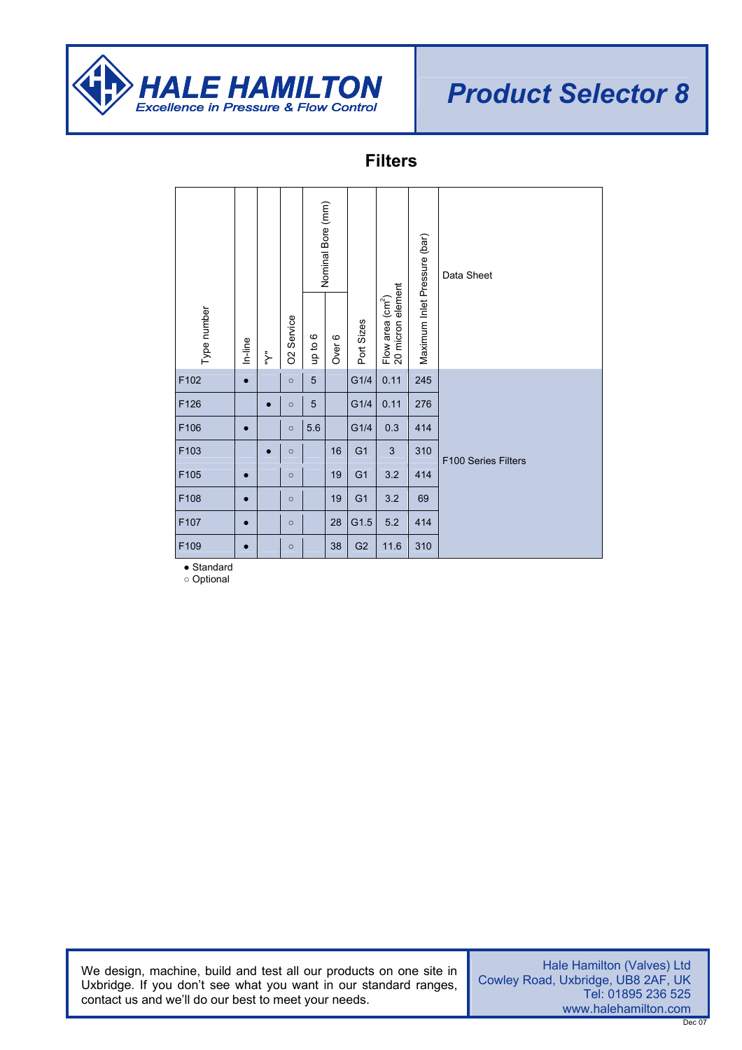# HALE HAMILTON

*Excellence in Pressure & Flow Control*

# Product Selector 8

## Filters

| Type number | In-line | "Y" | O2 Service | Nominal Bore (mm) | | Port Sizes | Flow area ($cm^2$) 20 micron element | Maximum Inlet Pressure (bar) | Data Sheet |
|---|---|---|---|---|---|---|---|---|---|
| | | | | up to 6 | Over 6 | | | | |
| F102 | ● | | ○ | 5 | | G1/4 | 0.11 | 245 | F100 Series Filters |
| F126 | | ● | ○ | 5 | | G1/4 | 0.11 | 276 | |
| F106 | ● | | ○ | 5.6 | | G1/4 | 0.3 | 414 | |
| F103 | | ● | ○ | | 16 | G1 | 3 | 310 | |
| F105 | ● | | ○ | | 19 | G1 | 3.2 | 414 | |
| F108 | ● | | ○ | | 19 | G1 | 3.2 | 69 | |
| F107 | ● | | ○ | | 28 | G1.5 | 5.2 | 414 | |
| F109 | ● | | ○ | | 38 | G2 | 11.6 | 310 | |

● Standard
○ Optional

We design, machine, build and test all our products on one site in Uxbridge. If you don't see what you want in our standard ranges, contact us and we'll do our best to meet your needs.

Hale Hamilton (Valves) Ltd
Cowley Road, Uxbridge, UB8 2AF, UK
Tel: 01895 236 525
www.halehamilton.com

Dec 07